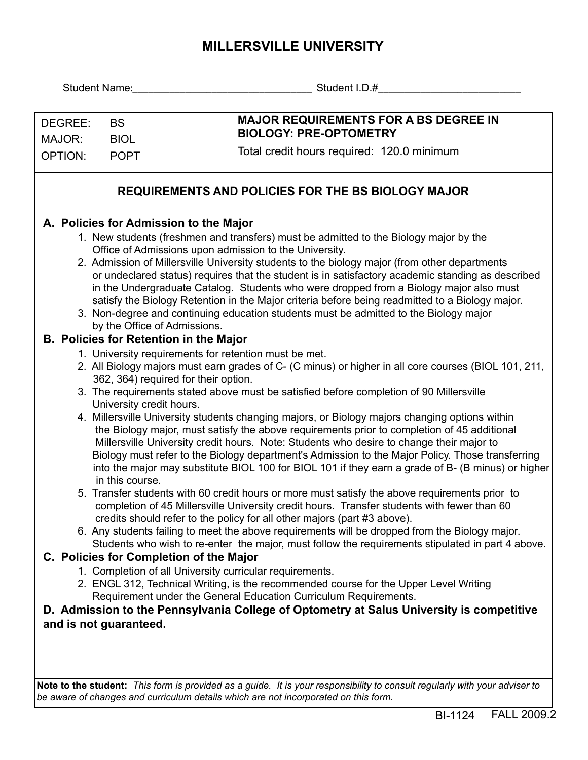# MILLERSVILLE UNIVERSITY

Student Name:______________________________ Student I.D.#________________________

| | | |
|---|---|---|
| DEGREE: | BS | **MAJOR REQUIREMENTS FOR A BS DEGREE IN BIOLOGY: PRE-OPTOMETRY** |
| MAJOR: | BIOL | Total credit hours required: 120.0 minimum |
| OPTION: | POPT | |

## REQUIREMENTS AND POLICIES FOR THE BS BIOLOGY MAJOR

### A. Policies for Admission to the Major

1. New students (freshmen and transfers) must be admitted to the Biology major by the Office of Admissions upon admission to the University.
2. Admission of Millersville University students to the biology major (from other departments or undeclared status) requires that the student is in satisfactory academic standing as described in the Undergraduate Catalog. Students who were dropped from a Biology major also must satisfy the Biology Retention in the Major criteria before being readmitted to a Biology major.
3. Non-degree and continuing education students must be admitted to the Biology major by the Office of Admissions.

### B. Policies for Retention in the Major

1. University requirements for retention must be met.
2. All Biology majors must earn grades of C- (C minus) or higher in all core courses (BIOL 101, 211, 362, 364) required for their option.
3. The requirements stated above must be satisfied before completion of 90 Millersville University credit hours.
4. Millersville University students changing majors, or Biology majors changing options within the Biology major, must satisfy the above requirements prior to completion of 45 additional Millersville University credit hours. Note: Students who desire to change their major to Biology must refer to the Biology department's Admission to the Major Policy. Those transferring into the major may substitute BIOL 100 for BIOL 101 if they earn a grade of B- (B minus) or higher in this course.
5. Transfer students with 60 credit hours or more must satisfy the above requirements prior to completion of 45 Millersville University credit hours. Transfer students with fewer than 60 credits should refer to the policy for all other majors (part #3 above).
6. Any students failing to meet the above requirements will be dropped from the Biology major. Students who wish to re-enter the major, must follow the requirements stipulated in part 4 above.

### C. Policies for Completion of the Major

1. Completion of all University curricular requirements.
2. ENGL 312, Technical Writing, is the recommended course for the Upper Level Writing Requirement under the General Education Curriculum Requirements.

### D. Admission to the Pennsylvania College of Optometry at Salus University is competitive and is not guaranteed.

**Note to the student:** *This form is provided as a guide. It is your responsibility to consult regularly with your adviser to be aware of changes and curriculum details which are not incorporated on this form.*

BI-1124 FALL 2009.2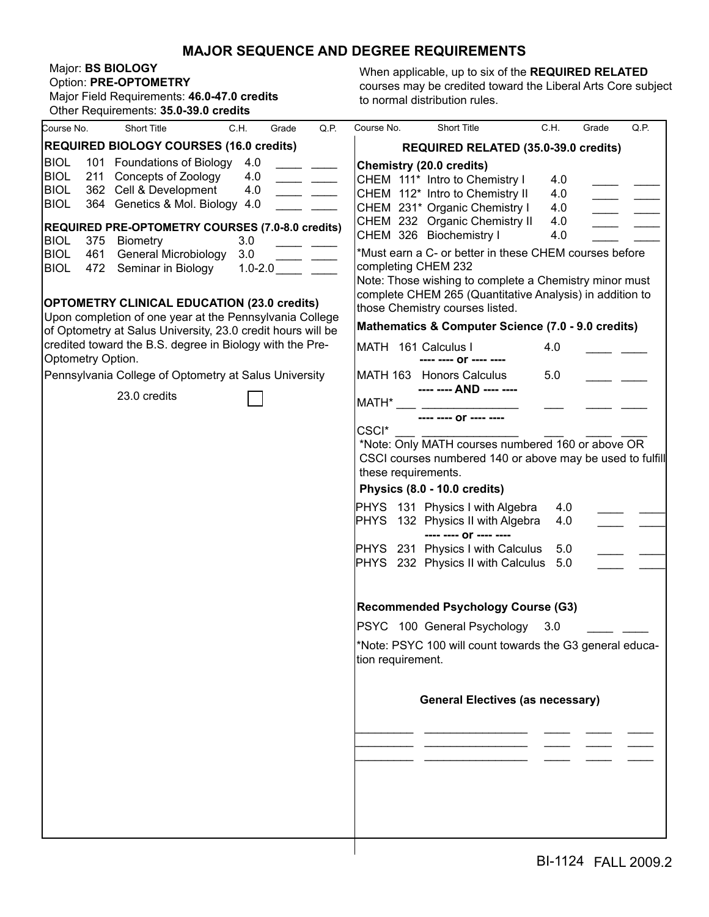# MAJOR SEQUENCE AND DEGREE REQUIREMENTS

Major: **BS BIOLOGY**
Option: **PRE-OPTOMETRY**
Major Field Requirements: **46.0-47.0 credits**
Other Requirements: **35.0-39.0 credits**

When applicable, up to six of the **REQUIRED RELATED** courses may be credited toward the Liberal Arts Core subject to normal distribution rules.

| Course No. | Short Title | C.H. | Grade | Q.P. |
|---|---|---|---|---|
| **REQUIRED BIOLOGY COURSES (16.0 credits)** | | | | |
| BIOL 101 | Foundations of Biology | 4.0 | ____ | ____ |
| BIOL 211 | Concepts of Zoology | 4.0 | ____ | ____ |
| BIOL 362 | Cell & Development | 4.0 | ____ | ____ |
| BIOL 364 | Genetics & Mol. Biology | 4.0 | ____ | ____ |
| **REQUIRED PRE-OPTOMETRY COURSES (7.0-8.0 credits)** | | | | |
| BIOL 375 | Biometry | 3.0 | ____ | ____ |
| BIOL 461 | General Microbiology | 3.0 | ____ | ____ |
| BIOL 472 | Seminar in Biology | 1.0-2.0 | ____ | ____ |

**OPTOMETRY CLINICAL EDUCATION (23.0 credits)**

Upon completion of one year at the Pennsylvania College of Optometry at Salus University, 23.0 credit hours will be credited toward the B.S. degree in Biology with the Pre-Optometry Option.

Pennsylvania College of Optometry at Salus University

23.0 credits ☐

| Course No. | Short Title | C.H. | Grade | Q.P. |
|---|---|---|---|---|
| **REQUIRED RELATED (35.0-39.0 credits)** | | | | |
| **Chemistry (20.0 credits)** | | | | |
| CHEM 111* | Intro to Chemistry I | 4.0 | ____ | ____ |
| CHEM 112* | Intro to Chemistry II | 4.0 | ____ | ____ |
| CHEM 231* | Organic Chemistry I | 4.0 | ____ | ____ |
| CHEM 232 | Organic Chemistry II | 4.0 | ____ | ____ |
| CHEM 326 | Biochemistry I | 4.0 | ____ | ____ |

*Must earn a C- or better in these CHEM courses before completing CHEM 232

Note: Those wishing to complete a Chemistry minor must complete CHEM 265 (Quantitative Analysis) in addition to those Chemistry courses listed.

**Mathematics & Computer Science (7.0 - 9.0 credits)**

| Course No. | Short Title | C.H. | Grade | Q.P. |
|---|---|---|---|---|
| MATH 161 | Calculus I | 4.0 | ____ | ____ |
| | ---- ---- or ---- ---- | | | |
| MATH 163 | Honors Calculus | 5.0 | ____ | ____ |
| | ---- ---- **AND** ---- ---- | | | |
| MATH* ___ | ________________ | ___ | ____ | ____ |
| | ---- ---- or ---- ---- | | | |
| CSCI* ___ | ________________ | ___ | ____ | ____ |

*Note: Only MATH courses numbered 160 or above OR CSCI courses numbered 140 or above may be used to fulfill these requirements.

**Physics (8.0 - 10.0 credits)**

| Course No. | Short Title | C.H. | Grade | Q.P. |
|---|---|---|---|---|
| PHYS 131 | Physics I with Algebra | 4.0 | ____ | ____ |
| PHYS 132 | Physics II with Algebra | 4.0 | ____ | ____ |
| | ---- ---- or ---- ---- | | | |
| PHYS 231 | Physics I with Calculus | 5.0 | ____ | ____ |
| PHYS 232 | Physics II with Calculus | 5.0 | ____ | ____ |

**Recommended Psychology Course (G3)**

| Course No. | Short Title | C.H. | Grade | Q.P. |
|---|---|---|---|---|
| PSYC 100 | General Psychology | 3.0 | ____ | ____ |

*Note: PSYC 100 will count towards the G3 general education requirement.

**General Electives (as necessary)**

| Course No. | Short Title | C.H. | Grade | Q.P. |
|---|---|---|---|---|
| ________ | ________________ | ____ | ____ | ____ |
| ________ | ________________ | ____ | ____ | ____ |
| ________ | ________________ | ____ | ____ | ____ |

BI-1124 FALL 2009.2